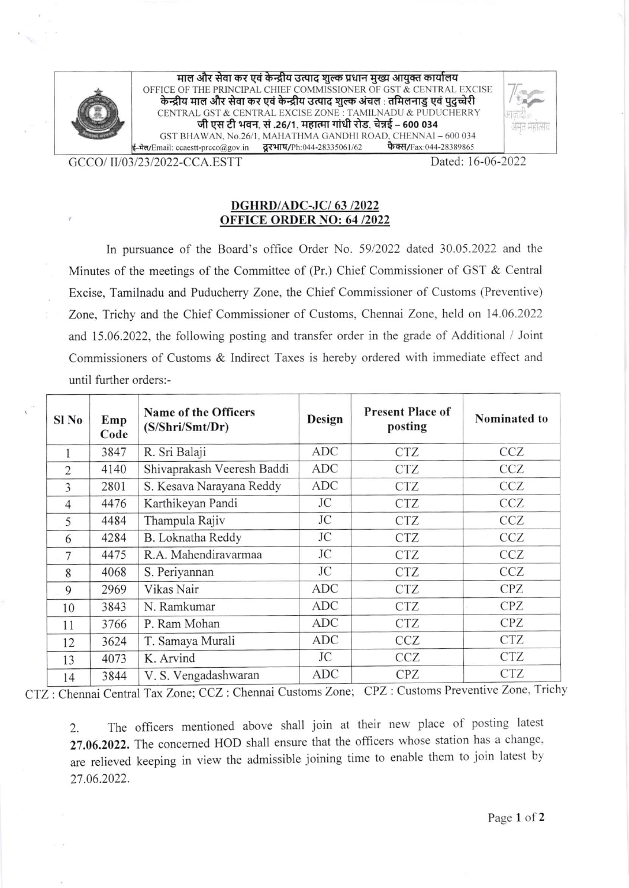माल और सेवा कर एवं केन्द्रीय उत्पाद शुल्क प्रधान मुख्य आयुक्त कार्यालय
OFFICE OF THE PRINCIPAL CHIEF COMMISSIONER OF GST & CENTRAL EXCISE
केन्द्रीय माल और सेवा कर एवं केन्द्रीय उत्पाद शुल्क अंचल : तमिलनाडु एवं पुदुच्चेरी
CENTRAL GST & CENTRAL EXCISE ZONE : TAMILNADU & PUDUCHERRY
जी एस टी भवन, सं .26/1, महात्मा गांधी रोड, चेन्नई – 600 034
GST BHAWAN, No.26/1, MAHATHMA GANDHI ROAD, CHENNAI – 600 034
ई-मेल/Email: ccaestt-prcco@gov.in दूरभाष/Ph:044-28335061/62 फैक्स/Fax:044-28389865

GCCO/ II/03/23/2022-CCA.ESTT

Dated: 16-06-2022

**DGHRD/ADC-JC/ 63 /2022**
**OFFICE ORDER NO: 64 /2022**

In pursuance of the Board's office Order No. 59/2022 dated 30.05.2022 and the Minutes of the meetings of the Committee of (Pr.) Chief Commissioner of GST & Central Excise, Tamilnadu and Puducherry Zone, the Chief Commissioner of Customs (Preventive) Zone, Trichy and the Chief Commissioner of Customs, Chennai Zone, held on 14.06.2022 and 15.06.2022, the following posting and transfer order in the grade of Additional / Joint Commissioners of Customs & Indirect Taxes is hereby ordered with immediate effect and until further orders:-

| Sl No | Emp Code | Name of the Officers (S/Shri/Smt/Dr) | Design | Present Place of posting | Nominated to |
|---|---|---|---|---|---|
| 1 | 3847 | R. Sri Balaji | ADC | CTZ | CCZ |
| 2 | 4140 | Shivaprakash Veeresh Baddi | ADC | CTZ | CCZ |
| 3 | 2801 | S. Kesava Narayana Reddy | ADC | CTZ | CCZ |
| 4 | 4476 | Karthikeyan Pandi | JC | CTZ | CCZ |
| 5 | 4484 | Thampula Rajiv | JC | CTZ | CCZ |
| 6 | 4284 | B. Loknatha Reddy | JC | CTZ | CCZ |
| 7 | 4475 | R.A. Mahendiravarmaa | JC | CTZ | CCZ |
| 8 | 4068 | S. Periyannan | JC | CTZ | CCZ |
| 9 | 2969 | Vikas Nair | ADC | CTZ | CPZ |
| 10 | 3843 | N. Ramkumar | ADC | CTZ | CPZ |
| 11 | 3766 | P. Ram Mohan | ADC | CTZ | CPZ |
| 12 | 3624 | T. Samaya Murali | ADC | CCZ | CTZ |
| 13 | 4073 | K. Arvind | JC | CCZ | CTZ |
| 14 | 3844 | V. S. Vengadashwaran | ADC | CPZ | CTZ |

CTZ : Chennai Central Tax Zone; CCZ : Chennai Customs Zone; CPZ : Customs Preventive Zone, Trichy

2. The officers mentioned above shall join at their new place of posting latest **27.06.2022.** The concerned HOD shall ensure that the officers whose station has a change, are relieved keeping in view the admissible joining time to enable them to join latest by 27.06.2022.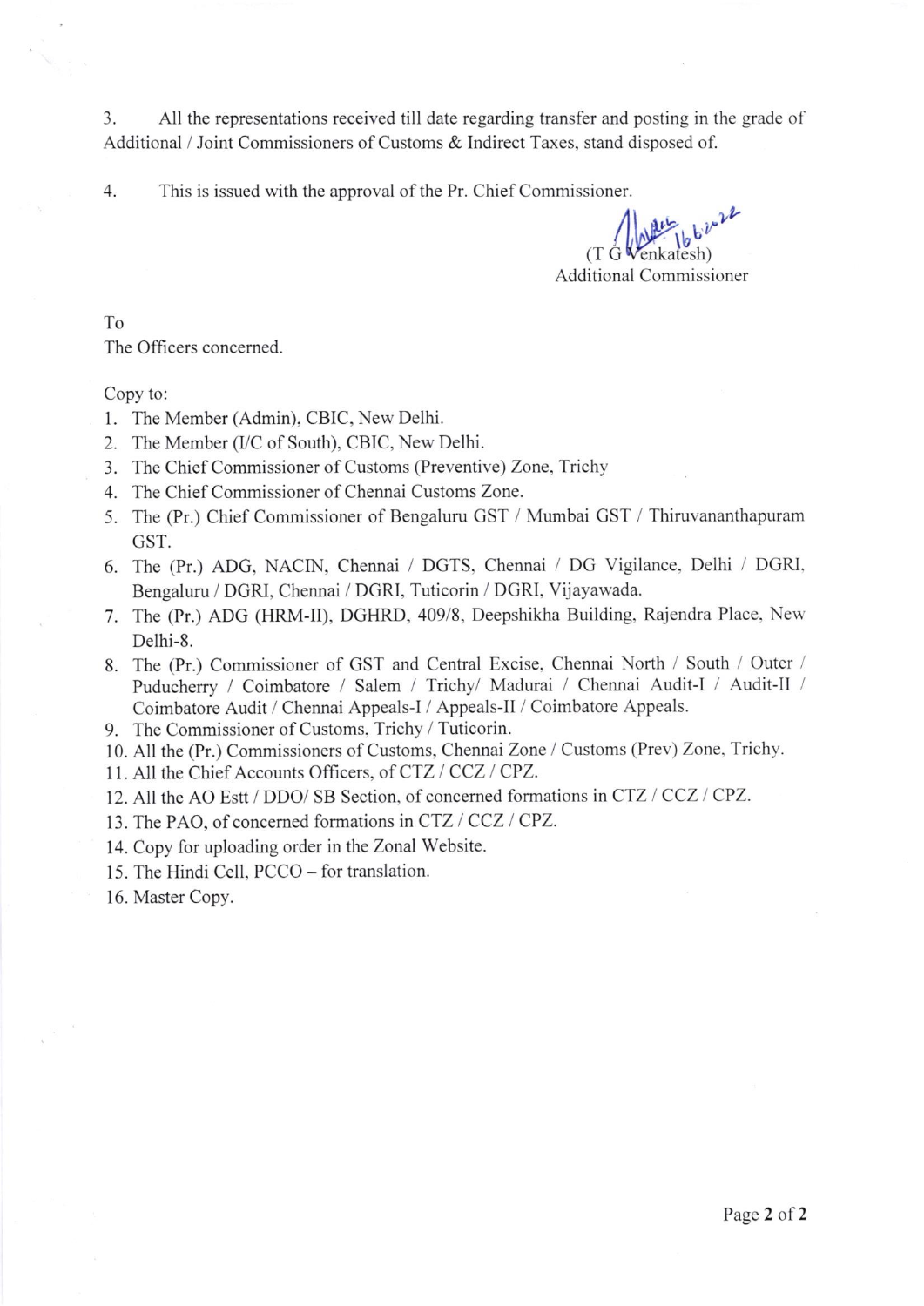3. All the representations received till date regarding transfer and posting in the grade of Additional / Joint Commissioners of Customs & Indirect Taxes, stand disposed of.

4. This is issued with the approval of the Pr. Chief Commissioner.

16.6.2022
(T G Venkatesh)
Additional Commissioner

To
The Officers concerned.

Copy to:

1. The Member (Admin), CBIC, New Delhi.
2. The Member (I/C of South), CBIC, New Delhi.
3. The Chief Commissioner of Customs (Preventive) Zone, Trichy
4. The Chief Commissioner of Chennai Customs Zone.
5. The (Pr.) Chief Commissioner of Bengaluru GST / Mumbai GST / Thiruvananthapuram GST.
6. The (Pr.) ADG, NACIN, Chennai / DGTS, Chennai / DG Vigilance, Delhi / DGRI, Bengaluru / DGRI, Chennai / DGRI, Tuticorin / DGRI, Vijayawada.
7. The (Pr.) ADG (HRM-II), DGHRD, 409/8, Deepshikha Building, Rajendra Place, New Delhi-8.
8. The (Pr.) Commissioner of GST and Central Excise, Chennai North / South / Outer / Puducherry / Coimbatore / Salem / Trichy/ Madurai / Chennai Audit-I / Audit-II / Coimbatore Audit / Chennai Appeals-I / Appeals-II / Coimbatore Appeals.
9. The Commissioner of Customs, Trichy / Tuticorin.
10. All the (Pr.) Commissioners of Customs, Chennai Zone / Customs (Prev) Zone, Trichy.
11. All the Chief Accounts Officers, of CTZ / CCZ / CPZ.
12. All the AO Estt / DDO/ SB Section, of concerned formations in CTZ / CCZ / CPZ.
13. The PAO, of concerned formations in CTZ / CCZ / CPZ.
14. Copy for uploading order in the Zonal Website.
15. The Hindi Cell, PCCO – for translation.
16. Master Copy.